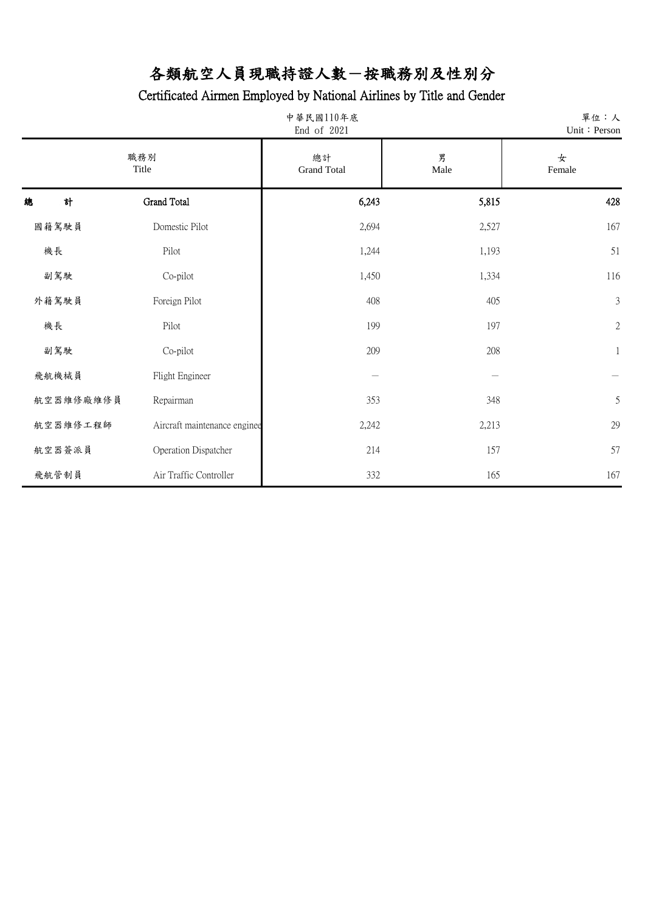# 各類航空人員現職持證人數－按職務別及性別分

## Certificated Airmen Employed by National Airlines by Title and Gender

中華民國110年底
End of 2021

單位：人
Unit：Person

| 職務別 | Title | 總計 Grand Total | 男 Male | 女 Female |
|---|---|---|---|---|
| **總　　計** | **Grand Total** | **6,243** | **5,815** | **428** |
| 國籍駕駛員 | Domestic Pilot | 2,694 | 2,527 | 167 |
| 機長 | Pilot | 1,244 | 1,193 | 51 |
| 副駕駛 | Co-pilot | 1,450 | 1,334 | 116 |
| 外籍駕駛員 | Foreign Pilot | 408 | 405 | 3 |
| 機長 | Pilot | 199 | 197 | 2 |
| 副駕駛 | Co-pilot | 209 | 208 | 1 |
| 飛航機械員 | Flight Engineer | － | － | － |
| 航空器維修廠維修員 | Repairman | 353 | 348 | 5 |
| 航空器維修工程師 | Aircraft maintenance enginee | 2,242 | 2,213 | 29 |
| 航空器簽派員 | Operation Dispatcher | 214 | 157 | 57 |
| 飛航管制員 | Air Traffic Controller | 332 | 165 | 167 |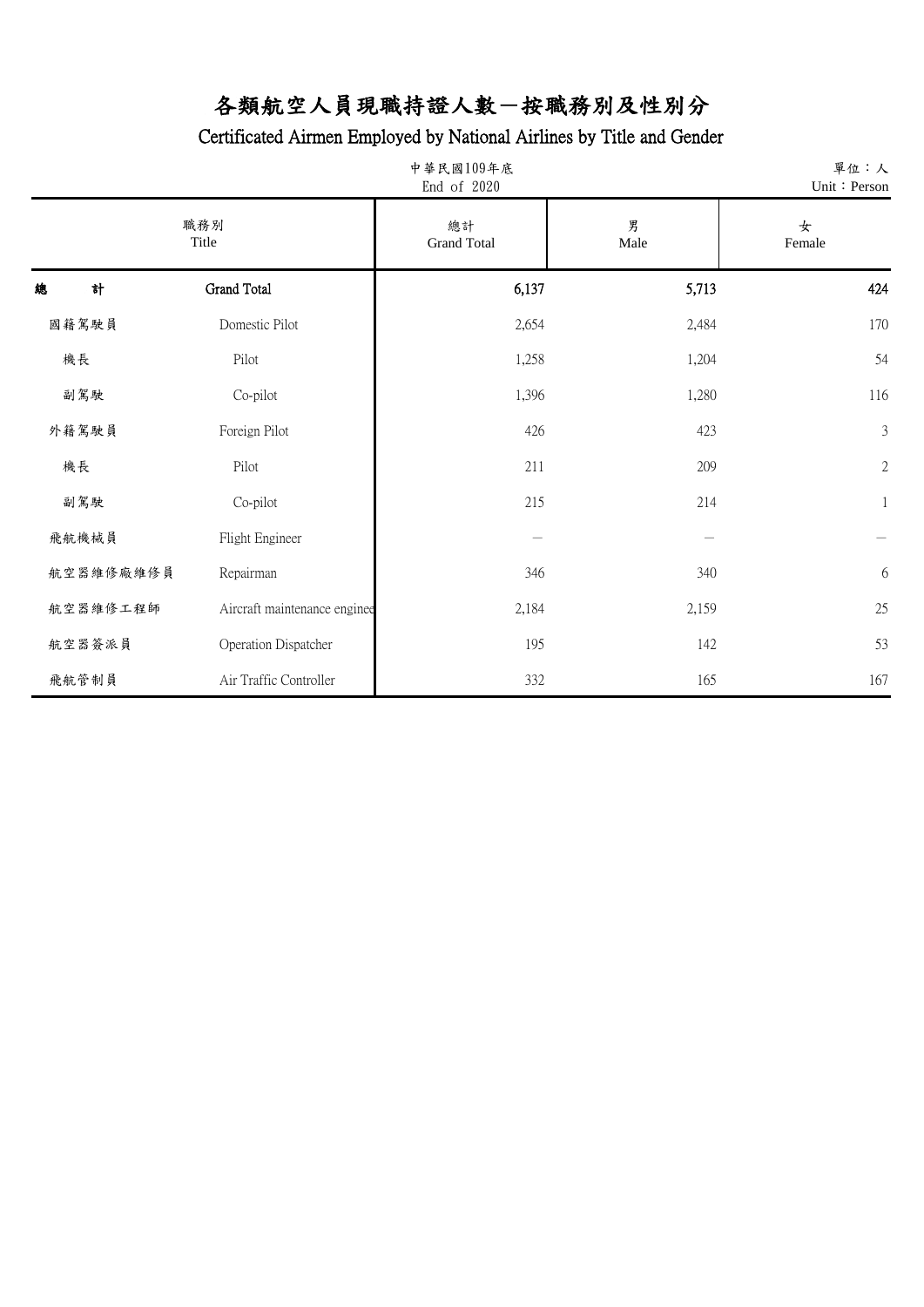# 各類航空人員現職持證人數－按職務別及性別分

## Certificated Airmen Employed by National Airlines by Title and Gender

中華民國109年底
End of 2020

單位：人
Unit：Person

| 職務別 | Title | 總計 Grand Total | 男 Male | 女 Female |
|---|---|---|---|---|
| **總　　計** | **Grand Total** | **6,137** | **5,713** | **424** |
| 國籍駕駛員 | Domestic Pilot | 2,654 | 2,484 | 170 |
| 機長 | Pilot | 1,258 | 1,204 | 54 |
| 副駕駛 | Co-pilot | 1,396 | 1,280 | 116 |
| 外籍駕駛員 | Foreign Pilot | 426 | 423 | 3 |
| 機長 | Pilot | 211 | 209 | 2 |
| 副駕駛 | Co-pilot | 215 | 214 | 1 |
| 飛航機械員 | Flight Engineer | － | － | － |
| 航空器維修廠維修員 | Repairman | 346 | 340 | 6 |
| 航空器維修工程師 | Aircraft maintenance enginee | 2,184 | 2,159 | 25 |
| 航空器簽派員 | Operation Dispatcher | 195 | 142 | 53 |
| 飛航管制員 | Air Traffic Controller | 332 | 165 | 167 |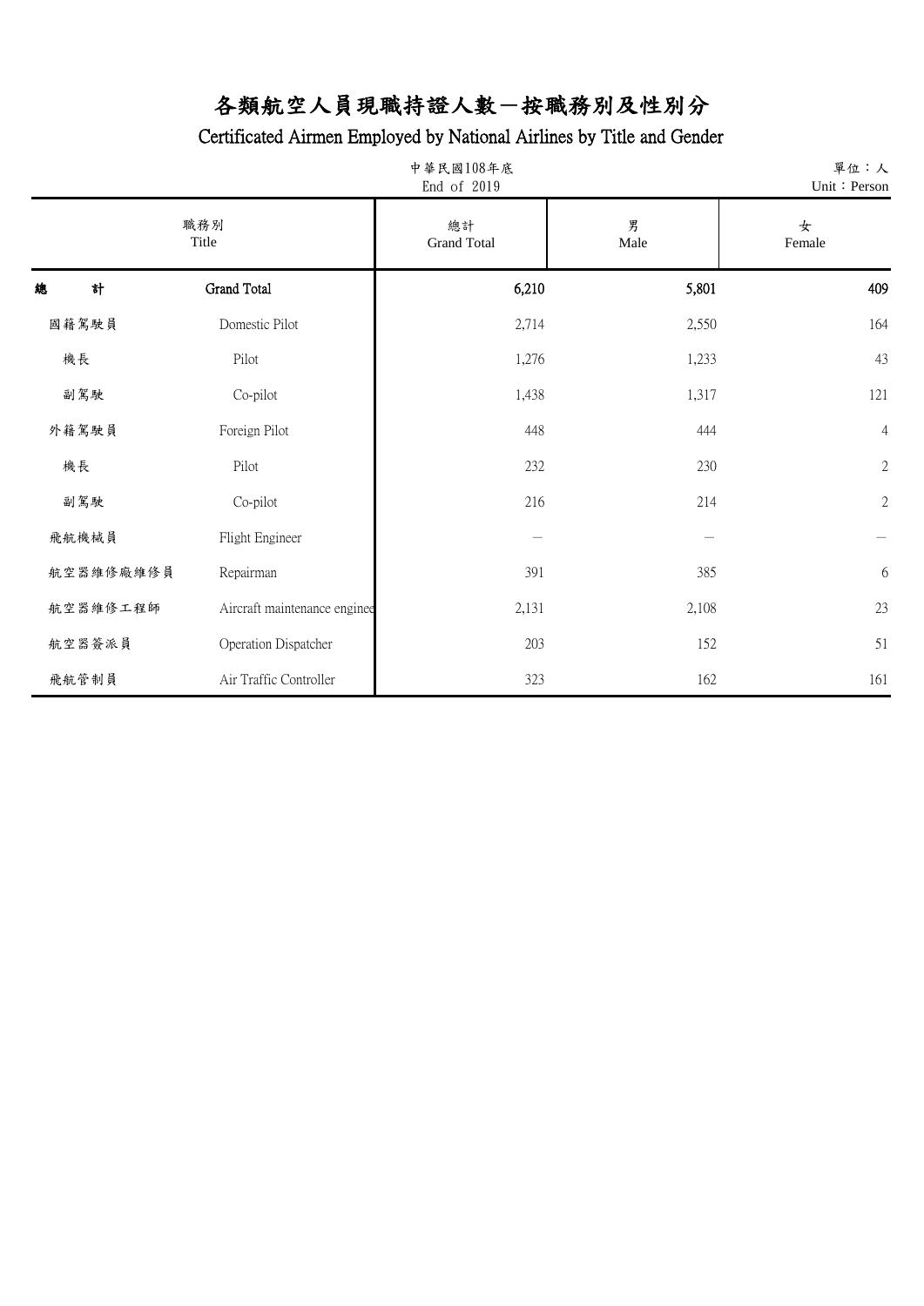# 各類航空人員現職持證人數－按職務別及性別分

## Certificated Airmen Employed by National Airlines by Title and Gender

中華民國108年底
End of 2019

單位：人
Unit：Person

| 職務別 | Title | 總計 Grand Total | 男 Male | 女 Female |
|---|---|---|---|---|
| **總　計** | **Grand Total** | **6,210** | **5,801** | **409** |
| 國籍駕駛員 | Domestic Pilot | 2,714 | 2,550 | 164 |
| 機長 | Pilot | 1,276 | 1,233 | 43 |
| 副駕駛 | Co-pilot | 1,438 | 1,317 | 121 |
| 外籍駕駛員 | Foreign Pilot | 448 | 444 | 4 |
| 機長 | Pilot | 232 | 230 | 2 |
| 副駕駛 | Co-pilot | 216 | 214 | 2 |
| 飛航機械員 | Flight Engineer | － | － | － |
| 航空器維修廠維修員 | Repairman | 391 | 385 | 6 |
| 航空器維修工程師 | Aircraft maintenance enginee | 2,131 | 2,108 | 23 |
| 航空器簽派員 | Operation Dispatcher | 203 | 152 | 51 |
| 飛航管制員 | Air Traffic Controller | 323 | 162 | 161 |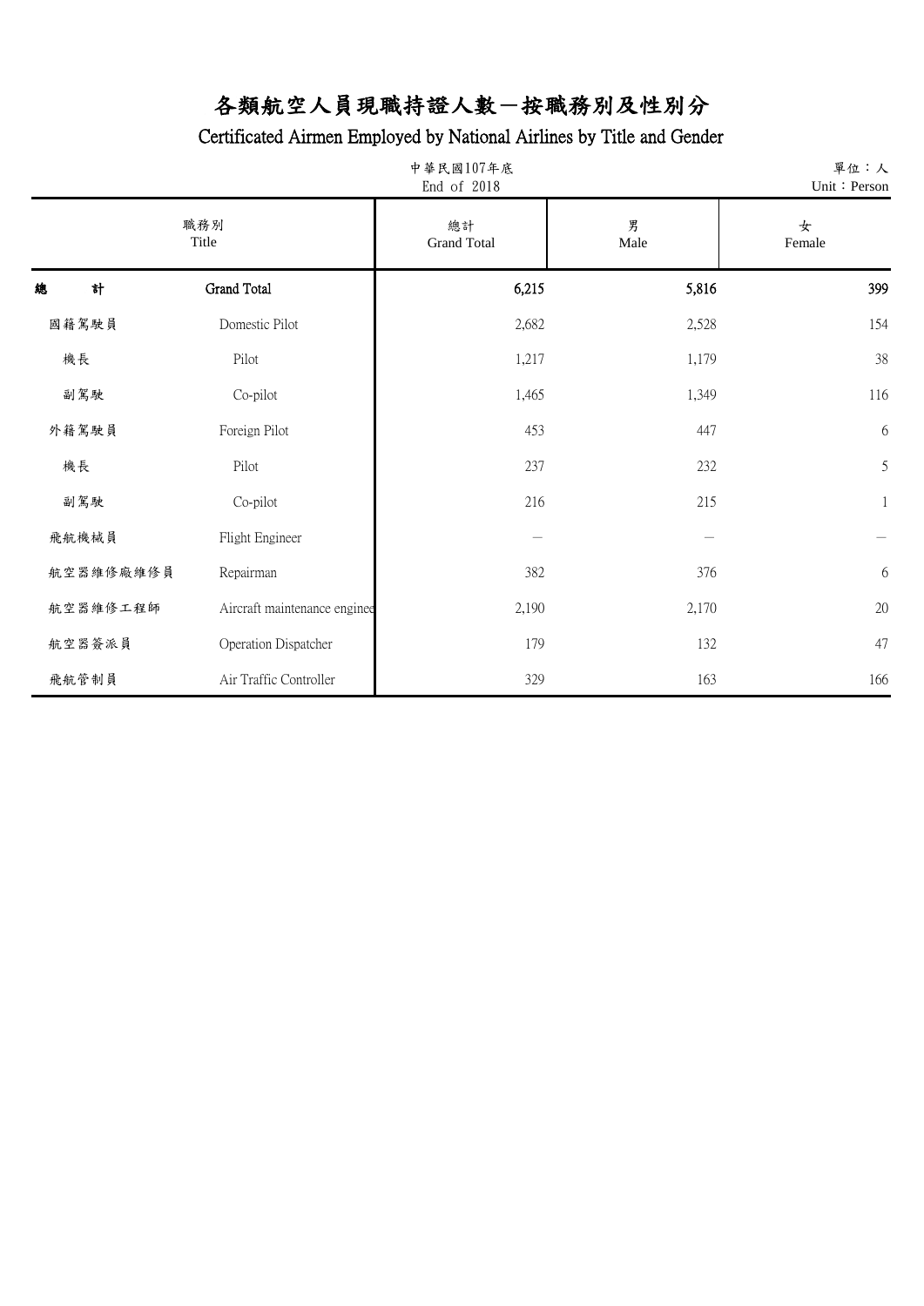# 各類航空人員現職持證人數－按職務別及性別分

## Certificated Airmen Employed by National Airlines by Title and Gender

中華民國107年底
End of 2018

單位：人
Unit：Person

| 職務別 | Title | 總計 Grand Total | 男 Male | 女 Female |
|---|---|---|---|---|
| 總　　計 | Grand Total | 6,215 | 5,816 | 399 |
| 國籍駕駛員 | Domestic Pilot | 2,682 | 2,528 | 154 |
| 機長 | Pilot | 1,217 | 1,179 | 38 |
| 副駕駛 | Co-pilot | 1,465 | 1,349 | 116 |
| 外籍駕駛員 | Foreign Pilot | 453 | 447 | 6 |
| 機長 | Pilot | 237 | 232 | 5 |
| 副駕駛 | Co-pilot | 216 | 215 | 1 |
| 飛航機械員 | Flight Engineer | － | － | － |
| 航空器維修廠維修員 | Repairman | 382 | 376 | 6 |
| 航空器維修工程師 | Aircraft maintenance enginee | 2,190 | 2,170 | 20 |
| 航空器簽派員 | Operation Dispatcher | 179 | 132 | 47 |
| 飛航管制員 | Air Traffic Controller | 329 | 163 | 166 |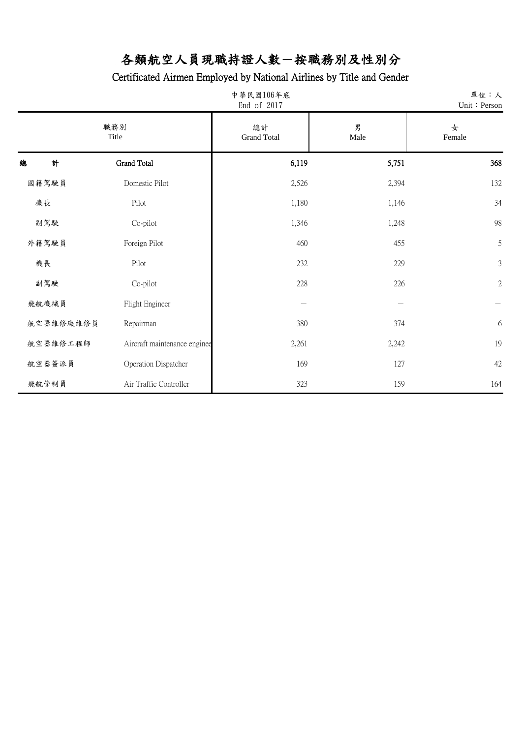# 各類航空人員現職持證人數－按職務別及性別分

## Certificated Airmen Employed by National Airlines by Title and Gender

中華民國106年底
End of 2017

單位：人
Unit：Person

| 職務別 | Title | 總計 Grand Total | 男 Male | 女 Female |
|---|---|---|---|---|
| **總　計** | **Grand Total** | **6,119** | **5,751** | **368** |
| 國籍駕駛員 | Domestic Pilot | 2,526 | 2,394 | 132 |
| 機長 | Pilot | 1,180 | 1,146 | 34 |
| 副駕駛 | Co-pilot | 1,346 | 1,248 | 98 |
| 外籍駕駛員 | Foreign Pilot | 460 | 455 | 5 |
| 機長 | Pilot | 232 | 229 | 3 |
| 副駕駛 | Co-pilot | 228 | 226 | 2 |
| 飛航機械員 | Flight Engineer | － | － | － |
| 航空器維修廠維修員 | Repairman | 380 | 374 | 6 |
| 航空器維修工程師 | Aircraft maintenance enginee | 2,261 | 2,242 | 19 |
| 航空器簽派員 | Operation Dispatcher | 169 | 127 | 42 |
| 飛航管制員 | Air Traffic Controller | 323 | 159 | 164 |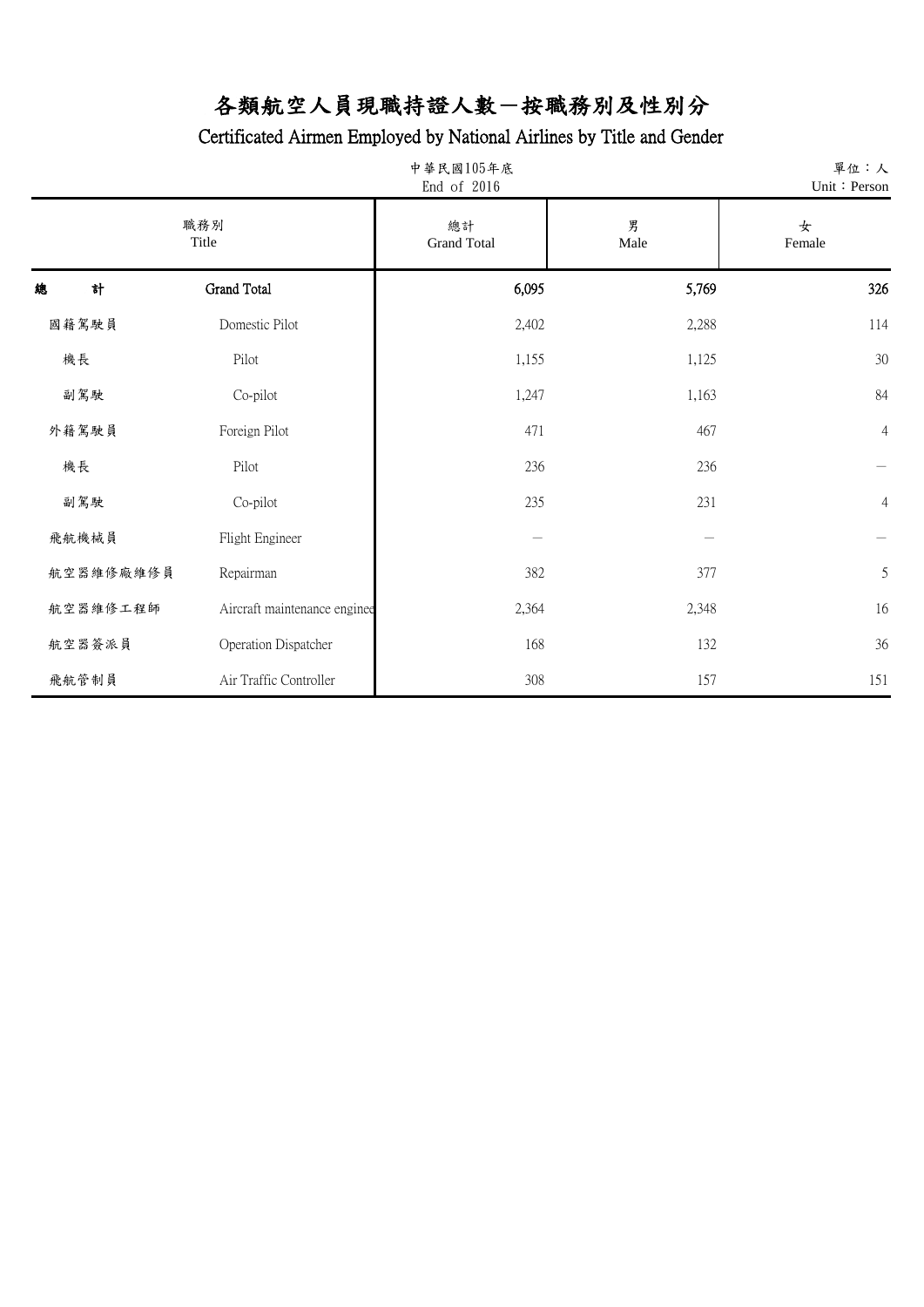# 各類航空人員現職持證人數－按職務別及性別分

## Certificated Airmen Employed by National Airlines by Title and Gender

中華民國105年底
End of 2016

單位：人
Unit：Person

| 職務別 | Title | 總計 Grand Total | 男 Male | 女 Female |
|---|---|---|---|---|
| **總　計** | **Grand Total** | **6,095** | **5,769** | **326** |
| 國籍駕駛員 | Domestic Pilot | 2,402 | 2,288 | 114 |
| 機長 | Pilot | 1,155 | 1,125 | 30 |
| 副駕駛 | Co-pilot | 1,247 | 1,163 | 84 |
| 外籍駕駛員 | Foreign Pilot | 471 | 467 | 4 |
| 機長 | Pilot | 236 | 236 | － |
| 副駕駛 | Co-pilot | 235 | 231 | 4 |
| 飛航機械員 | Flight Engineer | － | － | － |
| 航空器維修廠維修員 | Repairman | 382 | 377 | 5 |
| 航空器維修工程師 | Aircraft maintenance engineer | 2,364 | 2,348 | 16 |
| 航空器簽派員 | Operation Dispatcher | 168 | 132 | 36 |
| 飛航管制員 | Air Traffic Controller | 308 | 157 | 151 |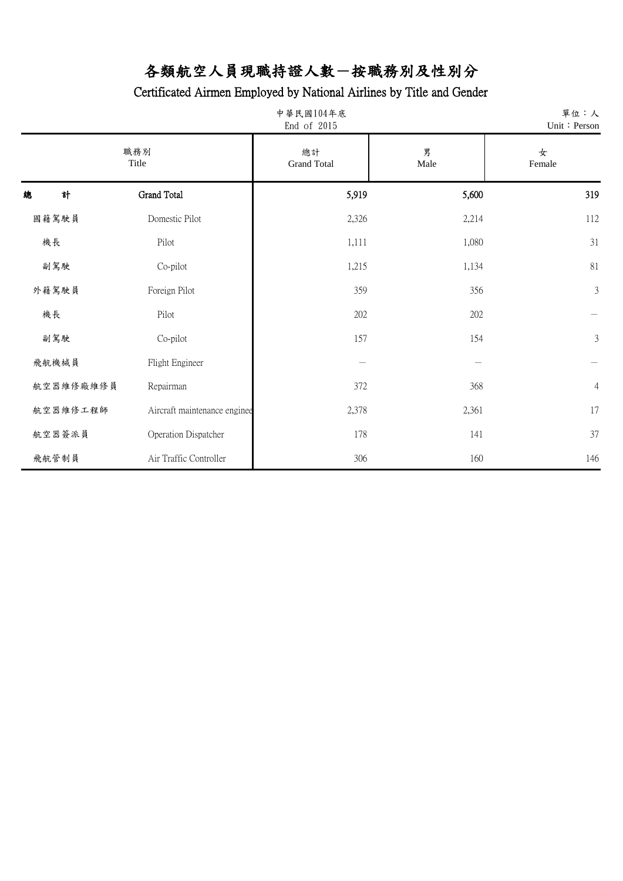# 各類航空人員現職持證人數－按職務別及性別分

## Certificated Airmen Employed by National Airlines by Title and Gender

中華民國104年底
End of 2015

單位：人
Unit：Person

| 職務別 | Title | 總計 Grand Total | 男 Male | 女 Female |
|---|---|---|---|---|
| **總計** | **Grand Total** | **5,919** | **5,600** | **319** |
| 國籍駕駛員 | Domestic Pilot | 2,326 | 2,214 | 112 |
| 機長 | Pilot | 1,111 | 1,080 | 31 |
| 副駕駛 | Co-pilot | 1,215 | 1,134 | 81 |
| 外籍駕駛員 | Foreign Pilot | 359 | 356 | 3 |
| 機長 | Pilot | 202 | 202 | － |
| 副駕駛 | Co-pilot | 157 | 154 | 3 |
| 飛航機械員 | Flight Engineer | － | － | － |
| 航空器維修廠維修員 | Repairman | 372 | 368 | 4 |
| 航空器維修工程師 | Aircraft maintenance enginee | 2,378 | 2,361 | 17 |
| 航空器簽派員 | Operation Dispatcher | 178 | 141 | 37 |
| 飛航管制員 | Air Traffic Controller | 306 | 160 | 146 |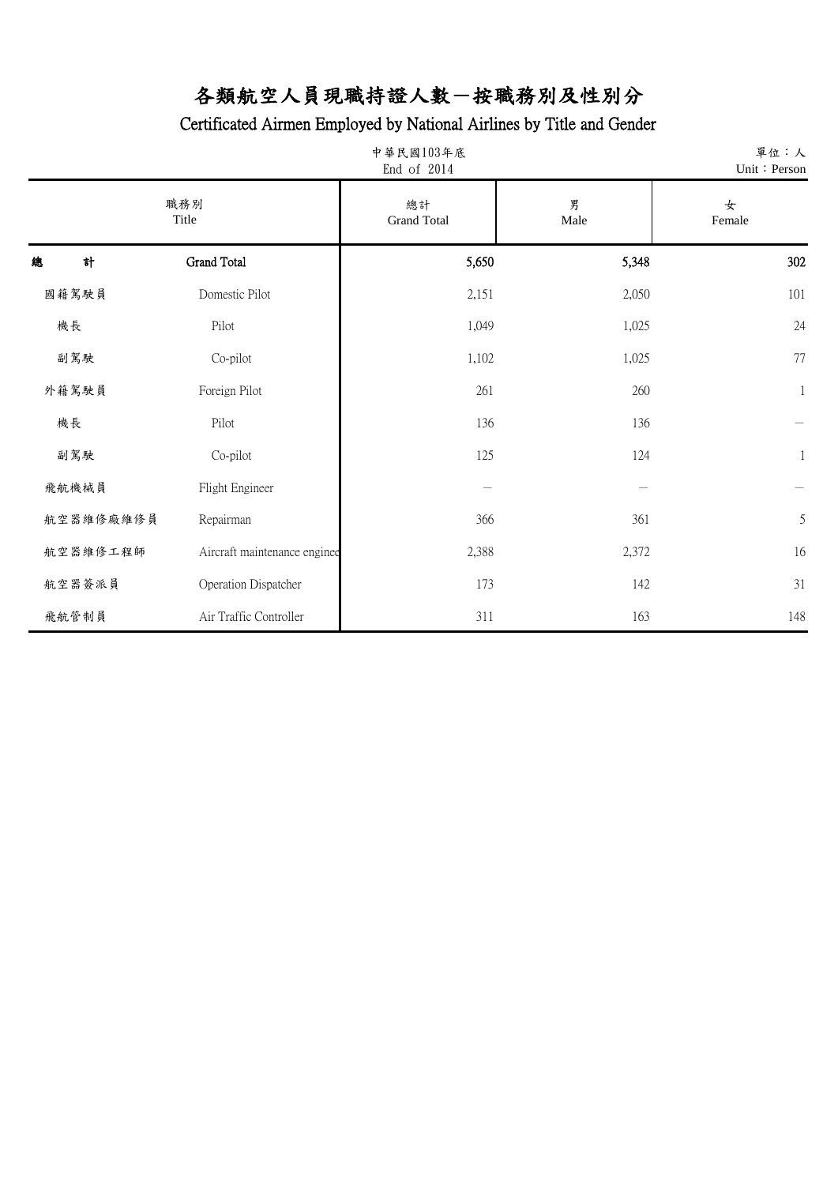# 各類航空人員現職持證人數－按職務別及性別分

## Certificated Airmen Employed by National Airlines by Title and Gender

中華民國103年底
End of 2014

單位：人
Unit：Person

| 職務別 | Title | 總計 Grand Total | 男 Male | 女 Female |
|---|---|---|---|---|
| **總　　計** | **Grand Total** | **5,650** | **5,348** | **302** |
| 國籍駕駛員 | Domestic Pilot | 2,151 | 2,050 | 101 |
| 機長 | Pilot | 1,049 | 1,025 | 24 |
| 副駕駛 | Co-pilot | 1,102 | 1,025 | 77 |
| 外籍駕駛員 | Foreign Pilot | 261 | 260 | 1 |
| 機長 | Pilot | 136 | 136 | － |
| 副駕駛 | Co-pilot | 125 | 124 | 1 |
| 飛航機械員 | Flight Engineer | － | － | － |
| 航空器維修廠維修員 | Repairman | 366 | 361 | 5 |
| 航空器維修工程師 | Aircraft maintenance enginee | 2,388 | 2,372 | 16 |
| 航空器簽派員 | Operation Dispatcher | 173 | 142 | 31 |
| 飛航管制員 | Air Traffic Controller | 311 | 163 | 148 |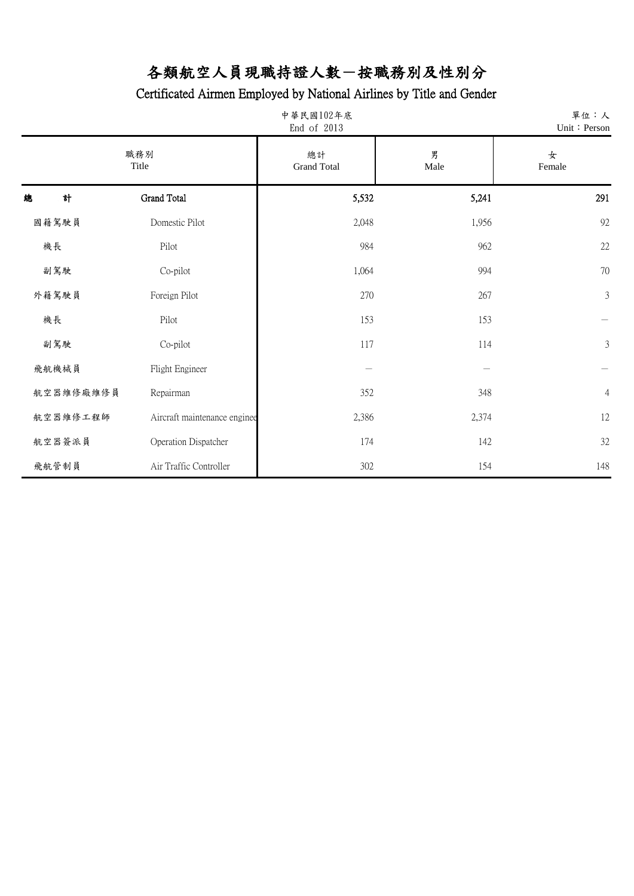# 各類航空人員現職持證人數－按職務別及性別分

## Certificated Airmen Employed by National Airlines by Title and Gender

中華民國102年底
End of 2013

單位：人
Unit：Person

| 職務別 | Title | 總計 Grand Total | 男 Male | 女 Female |
|---|---|---|---|---|
| **總　　計** | **Grand Total** | **5,532** | **5,241** | **291** |
| 國籍駕駛員 | Domestic Pilot | 2,048 | 1,956 | 92 |
| 機長 | Pilot | 984 | 962 | 22 |
| 副駕駛 | Co-pilot | 1,064 | 994 | 70 |
| 外籍駕駛員 | Foreign Pilot | 270 | 267 | 3 |
| 機長 | Pilot | 153 | 153 | － |
| 副駕駛 | Co-pilot | 117 | 114 | 3 |
| 飛航機械員 | Flight Engineer | － | － | － |
| 航空器維修廠維修員 | Repairman | 352 | 348 | 4 |
| 航空器維修工程師 | Aircraft maintenance enginee | 2,386 | 2,374 | 12 |
| 航空器簽派員 | Operation Dispatcher | 174 | 142 | 32 |
| 飛航管制員 | Air Traffic Controller | 302 | 154 | 148 |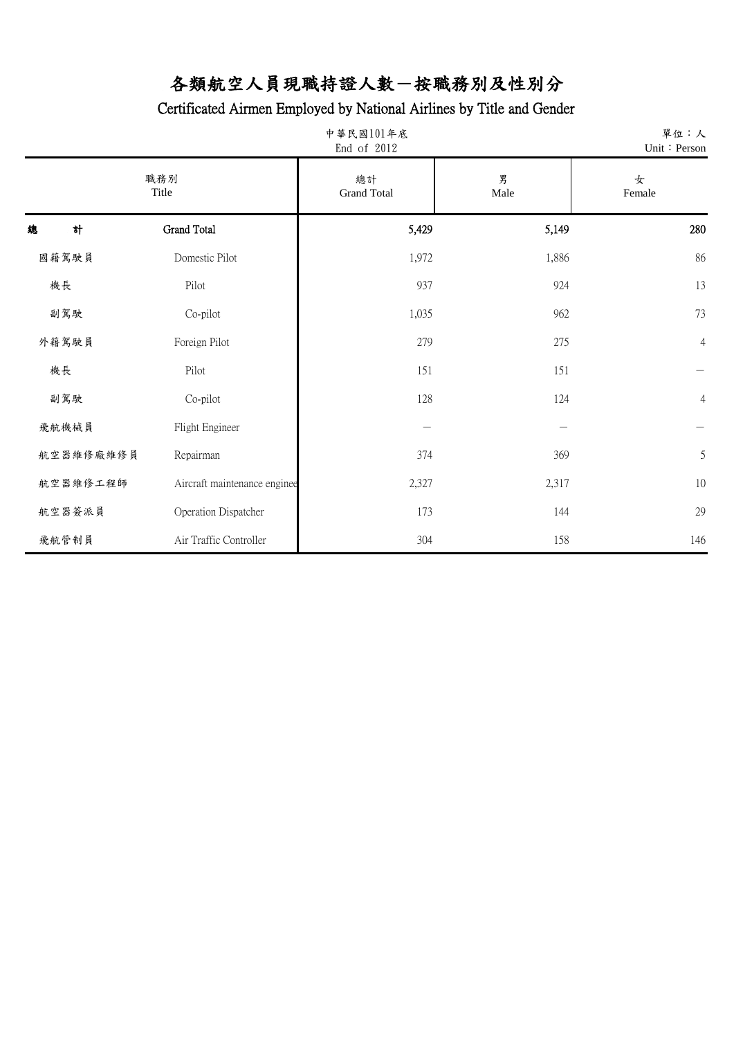# 各類航空人員現職持證人數－按職務別及性別分

## Certificated Airmen Employed by National Airlines by Title and Gender

中華民國101年底
End of 2012

單位：人
Unit：Person

| 職務別 | Title | 總計 Grand Total | 男 Male | 女 Female |
|---|---|---|---|---|
| **總　計** | **Grand Total** | **5,429** | **5,149** | **280** |
| 國籍駕駛員 | Domestic Pilot | 1,972 | 1,886 | 86 |
| 機長 | Pilot | 937 | 924 | 13 |
| 副駕駛 | Co-pilot | 1,035 | 962 | 73 |
| 外籍駕駛員 | Foreign Pilot | 279 | 275 | 4 |
| 機長 | Pilot | 151 | 151 | － |
| 副駕駛 | Co-pilot | 128 | 124 | 4 |
| 飛航機械員 | Flight Engineer | － | － | － |
| 航空器維修廠維修員 | Repairman | 374 | 369 | 5 |
| 航空器維修工程師 | Aircraft maintenance enginee | 2,327 | 2,317 | 10 |
| 航空器簽派員 | Operation Dispatcher | 173 | 144 | 29 |
| 飛航管制員 | Air Traffic Controller | 304 | 158 | 146 |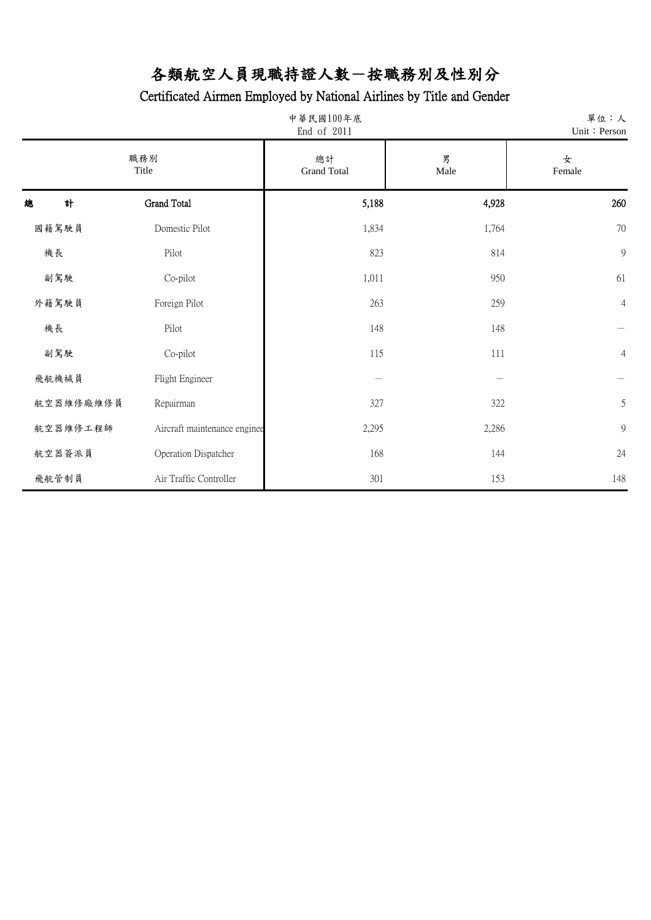# 各類航空人員現職持證人數－按職務別及性別分

## Certificated Airmen Employed by National Airlines by Title and Gender

中華民國100年底
End of 2011

單位：人
Unit：Person

| 職務別 | Title | 總計 Grand Total | 男 Male | 女 Female |
|---|---|---|---|---|
| **總　計** | **Grand Total** | **5,188** | **4,928** | **260** |
| 國籍駕駛員 | Domestic Pilot | 1,834 | 1,764 | 70 |
| 　機長 | 　Pilot | 823 | 814 | 9 |
| 　副駕駛 | 　Co-pilot | 1,011 | 950 | 61 |
| 外籍駕駛員 | Foreign Pilot | 263 | 259 | 4 |
| 　機長 | 　Pilot | 148 | 148 | － |
| 　副駕駛 | 　Co-pilot | 115 | 111 | 4 |
| 飛航機械員 | Flight Engineer | － | － | － |
| 航空器維修廠維修員 | Repairman | 327 | 322 | 5 |
| 航空器維修工程師 | Aircraft maintenance enginee | 2,295 | 2,286 | 9 |
| 航空器簽派員 | Operation Dispatcher | 168 | 144 | 24 |
| 飛航管制員 | Air Traffic Controller | 301 | 153 | 148 |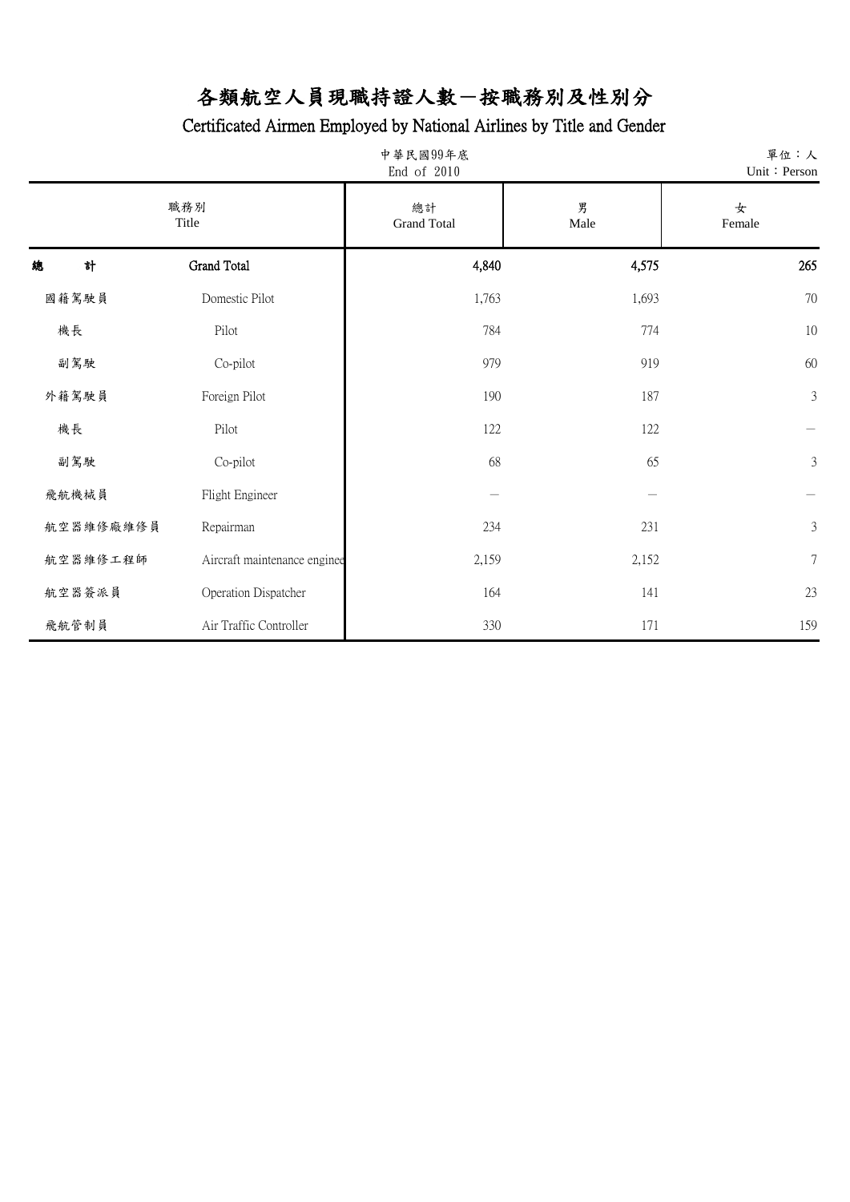# 各類航空人員現職持證人數－按職務別及性別分

## Certificated Airmen Employed by National Airlines by Title and Gender

中華民國99年底
End of 2010

單位：人
Unit：Person

| 職務別 | Title | 總計 Grand Total | 男 Male | 女 Female |
|---|---|---|---|---|
| **總　計** | **Grand Total** | **4,840** | **4,575** | **265** |
| 國籍駕駛員 | Domestic Pilot | 1,763 | 1,693 | 70 |
| 機長 | Pilot | 784 | 774 | 10 |
| 副駕駛 | Co-pilot | 979 | 919 | 60 |
| 外籍駕駛員 | Foreign Pilot | 190 | 187 | 3 |
| 機長 | Pilot | 122 | 122 | － |
| 副駕駛 | Co-pilot | 68 | 65 | 3 |
| 飛航機械員 | Flight Engineer | － | － | － |
| 航空器維修廠維修員 | Repairman | 234 | 231 | 3 |
| 航空器維修工程師 | Aircraft maintenance enginee | 2,159 | 2,152 | 7 |
| 航空器簽派員 | Operation Dispatcher | 164 | 141 | 23 |
| 飛航管制員 | Air Traffic Controller | 330 | 171 | 159 |